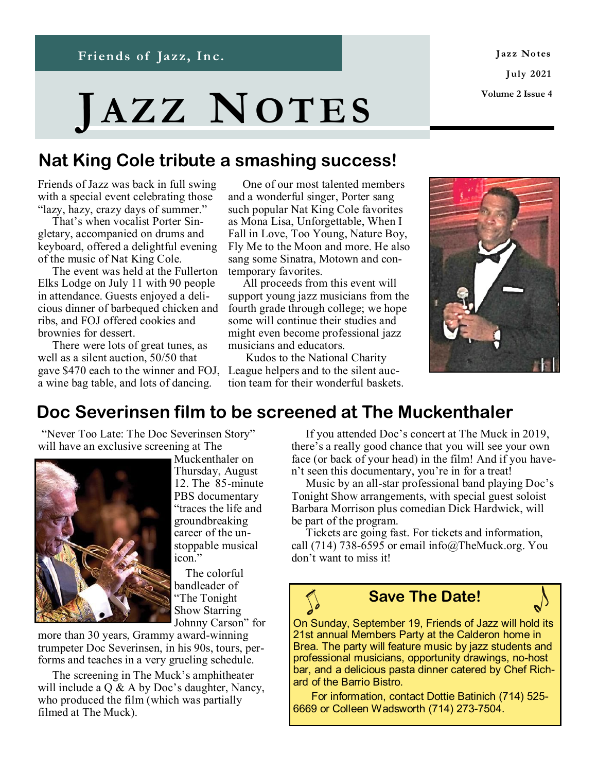Friends of Jazz, Inc.

# JAZZ NOTES

Jazz Notes

July 2021

Volume 2 Issue 4

## Nat King Cole tribute a smashing success!

Friends of Jazz was back in full swing with a special event celebrating those "lazy, hazy, crazy days of summer."

That's when vocalist Porter Singletary, accompanied on drums and keyboard, offered a delightful evening of the music of Nat King Cole.

The event was held at the Fullerton Elks Lodge on July 11 with 90 people in attendance. Guests enjoyed a delicious dinner of barbequed chicken and ribs, and FOJ offered cookies and brownies for dessert.

There were lots of great tunes, as well as a silent auction, 50/50 that gave $470 each to the winner and FOJ, a wine bag table, and lots of dancing.

One of our most talented members and a wonderful singer, Porter sang such popular Nat King Cole favorites as Mona Lisa, Unforgettable, When I Fall in Love, Too Young, Nature Boy, Fly Me to the Moon and more. He also sang some Sinatra, Motown and contemporary favorites.

All proceeds from this event will support young jazz musicians from the fourth grade through college; we hope some will continue their studies and might even become professional jazz musicians and educators.

Kudos to the National Charity League helpers and to the silent auction team for their wonderful baskets.

## Doc Severinsen film to be screened at The Muckenthaler

"Never Too Late: The Doc Severinsen Story" will have an exclusive screening at The Muckenthaler on Thursday, August 12. The 85-minute PBS documentary "traces the life and groundbreaking career of the unstoppable musical icon."

The colorful bandleader of "The Tonight Show Starring Johnny Carson" for more than 30 years, Grammy award-winning trumpeter Doc Severinsen, in his 90s, tours, performs and teaches in a very grueling schedule.

The screening in The Muck's amphitheater will include a Q & A by Doc's daughter, Nancy, who produced the film (which was partially filmed at The Muck).

If you attended Doc's concert at The Muck in 2019, there's a really good chance that you will see your own face (or back of your head) in the film! And if you haven't seen this documentary, you're in for a treat!

Music by an all-star professional band playing Doc's Tonight Show arrangements, with special guest soloist Barbara Morrison plus comedian Dick Hardwick, will be part of the program.

Tickets are going fast. For tickets and information, call (714) 738-6595 or email info@TheMuck.org. You don't want to miss it!

### Save The Date!

On Sunday, September 19, Friends of Jazz will hold its 21st annual Members Party at the Calderon home in Brea. The party will feature music by jazz students and professional musicians, opportunity drawings, no-host bar, and a delicious pasta dinner catered by Chef Richard of the Barrio Bistro.

For information, contact Dottie Batinich (714) 525-6669 or Colleen Wadsworth (714) 273-7504.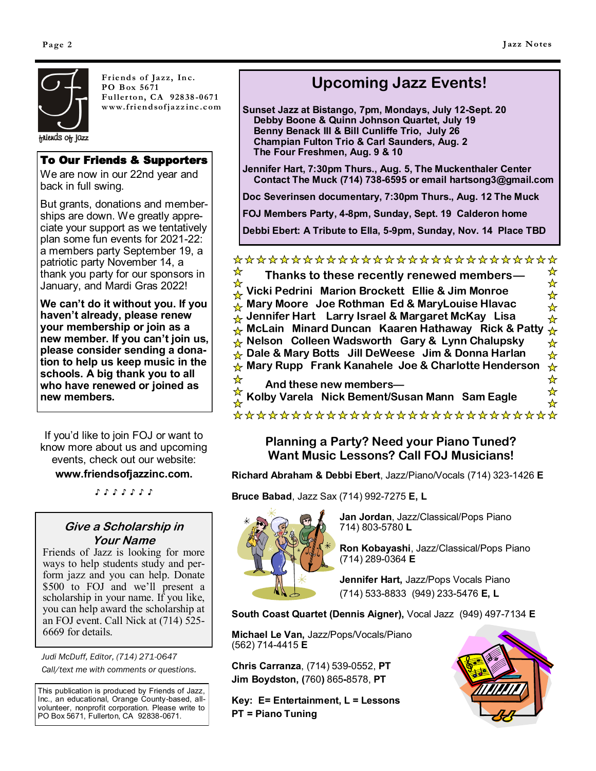Friends of Jazz, Inc.
PO Box 5671
Fullerton, CA 92838-0671
www.friendsofjazzinc.com

## To Our Friends & Supporters

We are now in our 22nd year and back in full swing.

But grants, donations and memberships are down. We greatly appreciate your support as we tentatively plan some fun events for 2021-22: a members party September 19, a patriotic party November 14, a thank you party for our sponsors in January, and Mardi Gras 2022!

**We can't do it without you. If you haven't already, please renew your membership or join as a new member. If you can't join us, please consider sending a donation to help us keep music in the schools. A big thank you to all who have renewed or joined as new members.**

If you'd like to join FOJ or want to know more about us and upcoming events, check out our website:
**www.friendsofjazzinc.com.**

♪ ♪ ♪ ♪ ♪ ♪ ♪

### *Give a Scholarship in Your Name*

Friends of Jazz is looking for more ways to help students study and perform jazz and you can help. Donate $500 to FOJ and we'll present a scholarship in your name. If you like, you can help award the scholarship at an FOJ event. Call Nick at (714) 525-6669 for details.

*Judi McDuff, Editor, (714) 271-0647*
*Call/text me with comments or questions.*

This publication is produced by Friends of Jazz, Inc., an educational, Orange County-based, all-volunteer, nonprofit corporation. Please write to PO Box 5671, Fullerton, CA 92838-0671.

## Upcoming Jazz Events!

**Sunset Jazz at Bistango, 7pm, Mondays, July 12-Sept. 20**
**Debby Boone & Quinn Johnson Quartet, July 19**
**Benny Benack III & Bill Cunliffe Trio, July 26**
**Champian Fulton Trio & Carl Saunders, Aug. 2**
**The Four Freshmen, Aug. 9 & 10**

**Jennifer Hart, 7:30pm Thurs., Aug. 5, The Muckenthaler Center**
**Contact The Muck (714) 738-6595 or email hartsong3@gmail.com**

**Doc Severinsen documentary, 7:30pm Thurs., Aug. 12 The Muck**

**FOJ Members Party, 4-8pm, Sunday, Sept. 19 Calderon home**

**Debbi Ebert: A Tribute to Ella, 5-9pm, Sunday, Nov. 14 Place TBD**

**Thanks to these recently renewed members—**

**Vicki Pedrini Marion Brockett Ellie & Jim Monroe Mary Moore Joe Rothman Ed & MaryLouise Hlavac Jennifer Hart Larry Israel & Margaret McKay Lisa McLain Minard Duncan Kaaren Hathaway Rick & Patty Nelson Colleen Wadsworth Gary & Lynn Chalupsky Dale & Mary Botts Jill DeWeese Jim & Donna Harlan Mary Rupp Frank Kanahele Joe & Charlotte Henderson**

**And these new members—**

**Kolby Varela Nick Bement/Susan Mann Sam Eagle**

### Planning a Party? Need your Piano Tuned? Want Music Lessons? Call FOJ Musicians!

**Richard Abraham & Debbi Ebert**, Jazz/Piano/Vocals (714) 323-1426 **E**

**Bruce Babad**, Jazz Sax (714) 992-7275 **E, L**

**Jan Jordan**, Jazz/Classical/Pops Piano 714) 803-5780 **L**

**Ron Kobayashi**, Jazz/Classical/Pops Piano (714) 289-0364 **E**

**Jennifer Hart,** Jazz/Pops Vocals Piano (714) 533-8833 (949) 233-5476 **E, L**

**South Coast Quartet (Dennis Aigner),** Vocal Jazz (949) 497-7134 **E**

**Michael Le Van,** Jazz/Pops/Vocals/Piano (562) 714-4415 **E**

**Chris Carranza**, (714) 539-0552, **PT**
**Jim Boydston, (**760) 865-8578, **PT**

**Key: E= Entertainment, L = Lessons**
**PT = Piano Tuning**